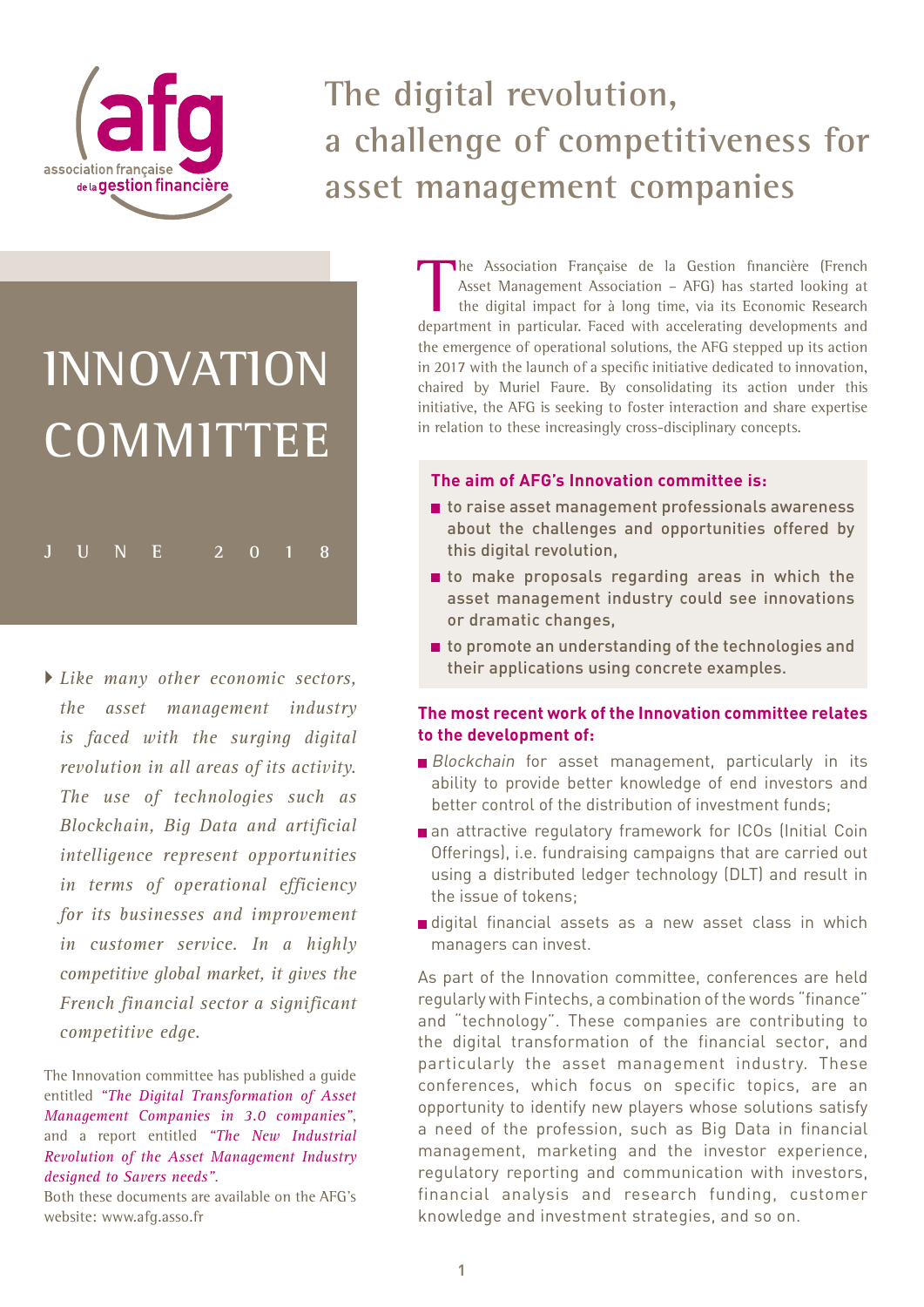# The digital revolution, a challenge of competitiveness for asset management companies

## INNOVATION COMMITTEE

JUNE 2018

*Like many other economic sectors, the asset management industry is faced with the surging digital revolution in all areas of its activity. The use of technologies such as Blockchain, Big Data and artificial intelligence represent opportunities in terms of operational efficiency for its businesses and improvement in customer service. In a highly competitive global market, it gives the French financial sector a significant competitive edge.*

The Innovation committee has published a guide entitled *"The Digital Transformation of Asset Management Companies in 3.0 companies"*, and a report entitled *"The New Industrial Revolution of the Asset Management Industry designed to Savers needs"*.
Both these documents are available on the AFG's website: www.afg.asso.fr

The Association Française de la Gestion financière (French Asset Management Association – AFG) has started looking at the digital impact for à long time, via its Economic Research department in particular. Faced with accelerating developments and the emergence of operational solutions, the AFG stepped up its action in 2017 with the launch of a specific initiative dedicated to innovation, chaired by Muriel Faure. By consolidating its action under this initiative, the AFG is seeking to foster interaction and share expertise in relation to these increasingly cross-disciplinary concepts.

**The aim of AFG's Innovation committee is:**

- to raise asset management professionals awareness about the challenges and opportunities offered by this digital revolution,
- to make proposals regarding areas in which the asset management industry could see innovations or dramatic changes,
- to promote an understanding of the technologies and their applications using concrete examples.

**The most recent work of the Innovation committee relates to the development of:**

- *Blockchain* for asset management, particularly in its ability to provide better knowledge of end investors and better control of the distribution of investment funds;
- an attractive regulatory framework for ICOs (Initial Coin Offerings), i.e. fundraising campaigns that are carried out using a distributed ledger technology (DLT) and result in the issue of tokens;
- digital financial assets as a new asset class in which managers can invest.

As part of the Innovation committee, conferences are held regularly with Fintechs, a combination of the words "finance" and "technology". These companies are contributing to the digital transformation of the financial sector, and particularly the asset management industry. These conferences, which focus on specific topics, are an opportunity to identify new players whose solutions satisfy a need of the profession, such as Big Data in financial management, marketing and the investor experience, regulatory reporting and communication with investors, financial analysis and research funding, customer knowledge and investment strategies, and so on.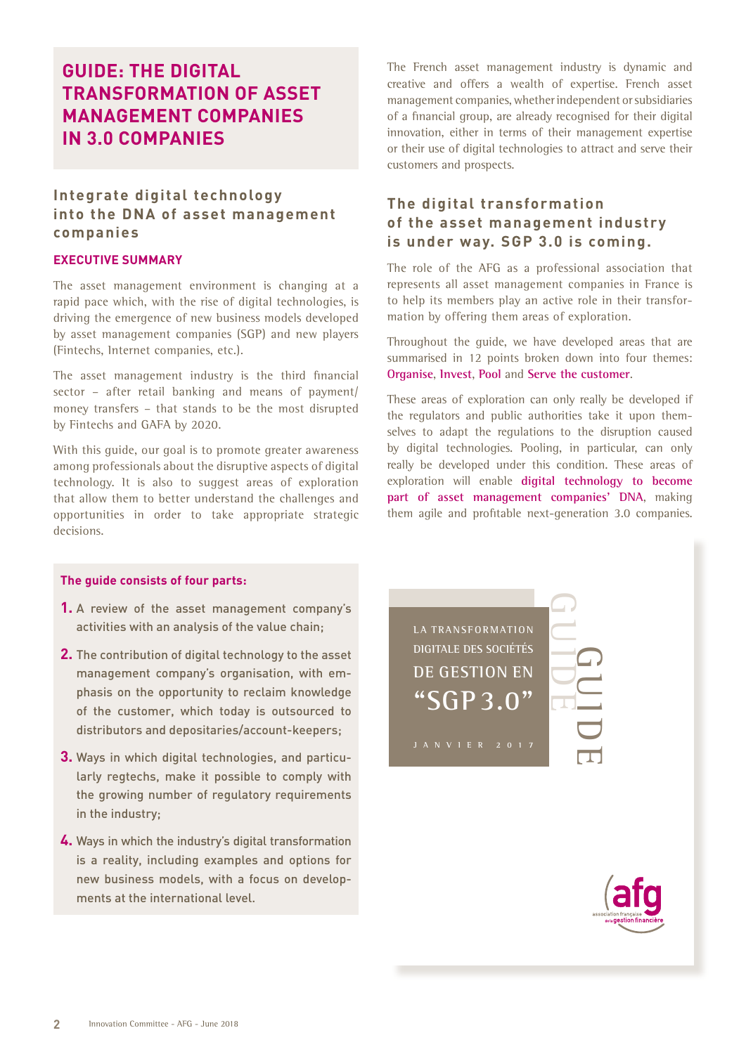# GUIDE: THE DIGITAL TRANSFORMATION OF ASSET MANAGEMENT COMPANIES IN 3.0 COMPANIES

## Integrate digital technology into the DNA of asset management companies

### EXECUTIVE SUMMARY

The asset management environment is changing at a rapid pace which, with the rise of digital technologies, is driving the emergence of new business models developed by asset management companies (SGP) and new players (Fintechs, Internet companies, etc.).

The asset management industry is the third financial sector – after retail banking and means of payment/money transfers – that stands to be the most disrupted by Fintechs and GAFA by 2020.

With this guide, our goal is to promote greater awareness among professionals about the disruptive aspects of digital technology. It is also to suggest areas of exploration that allow them to better understand the challenges and opportunities in order to take appropriate strategic decisions.

**The guide consists of four parts:**

1. A review of the asset management company's activities with an analysis of the value chain;
2. The contribution of digital technology to the asset management company's organisation, with emphasis on the opportunity to reclaim knowledge of the customer, which today is outsourced to distributors and depositaries/account-keepers;
3. Ways in which digital technologies, and particularly regtechs, make it possible to comply with the growing number of regulatory requirements in the industry;
4. Ways in which the industry's digital transformation is a reality, including examples and options for new business models, with a focus on developments at the international level.

The French asset management industry is dynamic and creative and offers a wealth of expertise. French asset management companies, whether independent or subsidiaries of a financial group, are already recognised for their digital innovation, either in terms of their management expertise or their use of digital technologies to attract and serve their customers and prospects.

## The digital transformation of the asset management industry is under way. SGP 3.0 is coming.

The role of the AFG as a professional association that represents all asset management companies in France is to help its members play an active role in their transformation by offering them areas of exploration.

Throughout the guide, we have developed areas that are summarised in 12 points broken down into four themes: **Organise**, **Invest**, **Pool** and **Serve the customer**.

These areas of exploration can only really be developed if the regulators and public authorities take it upon themselves to adapt the regulations to the disruption caused by digital technologies. Pooling, in particular, can only really be developed under this condition. These areas of exploration will enable **digital technology to become part of asset management companies' DNA**, making them agile and profitable next-generation 3.0 companies.

LA TRANSFORMATION DIGITALE DES SOCIÉTÉS DE GESTION EN "SGP 3.0"

JANVIER 2017

GUIDE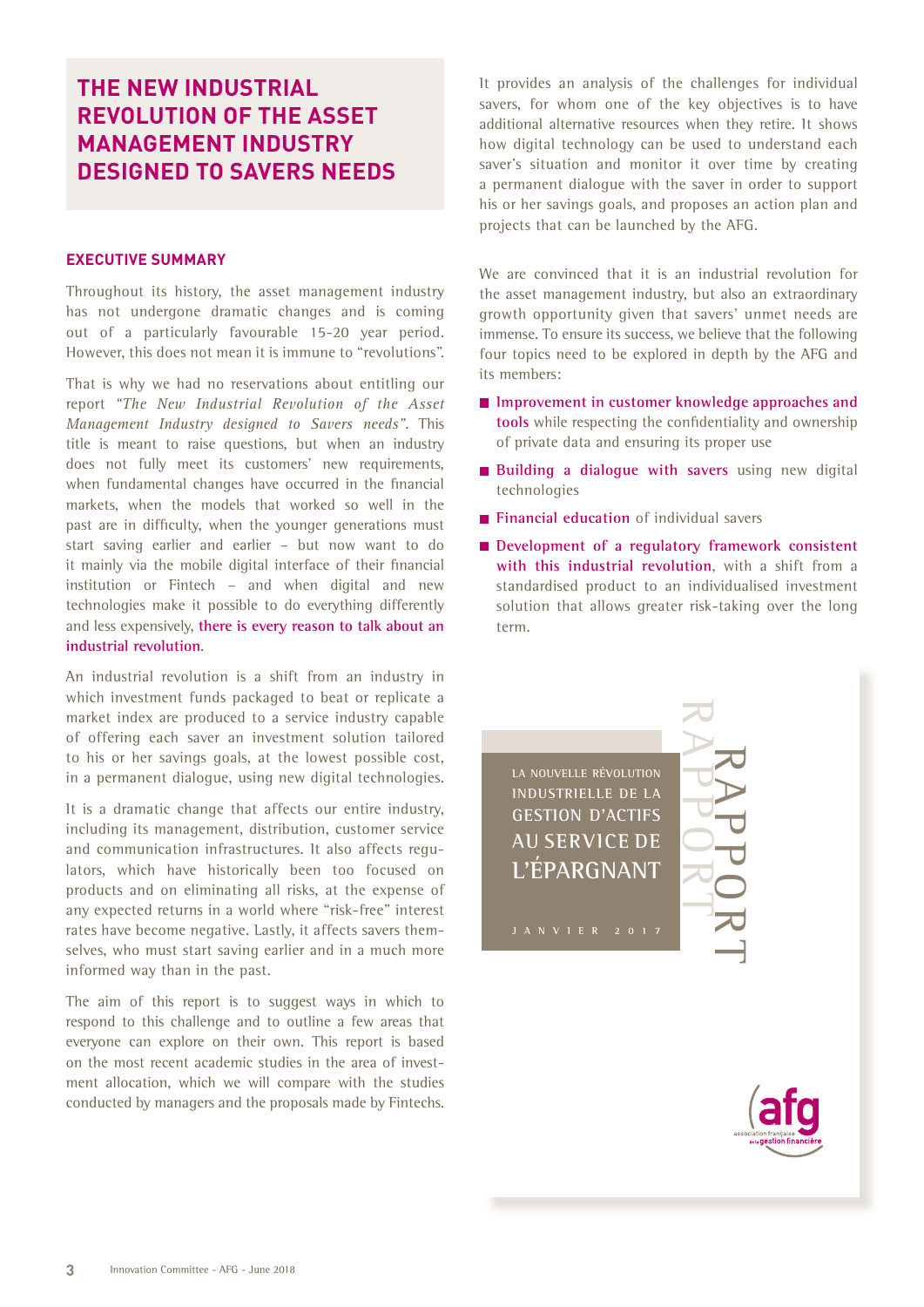# THE NEW INDUSTRIAL REVOLUTION OF THE ASSET MANAGEMENT INDUSTRY DESIGNED TO SAVERS NEEDS

## EXECUTIVE SUMMARY

Throughout its history, the asset management industry has not undergone dramatic changes and is coming out of a particularly favourable 15-20 year period. However, this does not mean it is immune to "revolutions".

That is why we had no reservations about entitling our report *"The New Industrial Revolution of the Asset Management Industry designed to Savers needs"*. This title is meant to raise questions, but when an industry does not fully meet its customers' new requirements, when fundamental changes have occurred in the financial markets, when the models that worked so well in the past are in difficulty, when the younger generations must start saving earlier and earlier – but now want to do it mainly via the mobile digital interface of their financial institution or Fintech – and when digital and new technologies make it possible to do everything differently and less expensively, **there is every reason to talk about an industrial revolution**.

An industrial revolution is a shift from an industry in which investment funds packaged to beat or replicate a market index are produced to a service industry capable of offering each saver an investment solution tailored to his or her savings goals, at the lowest possible cost, in a permanent dialogue, using new digital technologies.

It is a dramatic change that affects our entire industry, including its management, distribution, customer service and communication infrastructures. It also affects regulators, which have historically been too focused on products and on eliminating all risks, at the expense of any expected returns in a world where "risk-free" interest rates have become negative. Lastly, it affects savers themselves, who must start saving earlier and in a much more informed way than in the past.

The aim of this report is to suggest ways in which to respond to this challenge and to outline a few areas that everyone can explore on their own. This report is based on the most recent academic studies in the area of investment allocation, which we will compare with the studies conducted by managers and the proposals made by Fintechs.

It provides an analysis of the challenges for individual savers, for whom one of the key objectives is to have additional alternative resources when they retire. It shows how digital technology can be used to understand each saver's situation and monitor it over time by creating a permanent dialogue with the saver in order to support his or her savings goals, and proposes an action plan and projects that can be launched by the AFG.

We are convinced that it is an industrial revolution for the asset management industry, but also an extraordinary growth opportunity given that savers' unmet needs are immense. To ensure its success, we believe that the following four topics need to be explored in depth by the AFG and its members:

- **Improvement in customer knowledge approaches and tools** while respecting the confidentiality and ownership of private data and ensuring its proper use
- **Building a dialogue with savers** using new digital technologies
- **Financial education** of individual savers
- **Development of a regulatory framework consistent with this industrial revolution**, with a shift from a standardised product to an individualised investment solution that allows greater risk-taking over the long term.

LA NOUVELLE RÉVOLUTION INDUSTRIELLE DE LA GESTION D'ACTIFS AU SERVICE DE L'ÉPARGNANT

JANVIER 2017

RAPPORT

afg – association française de la gestion financière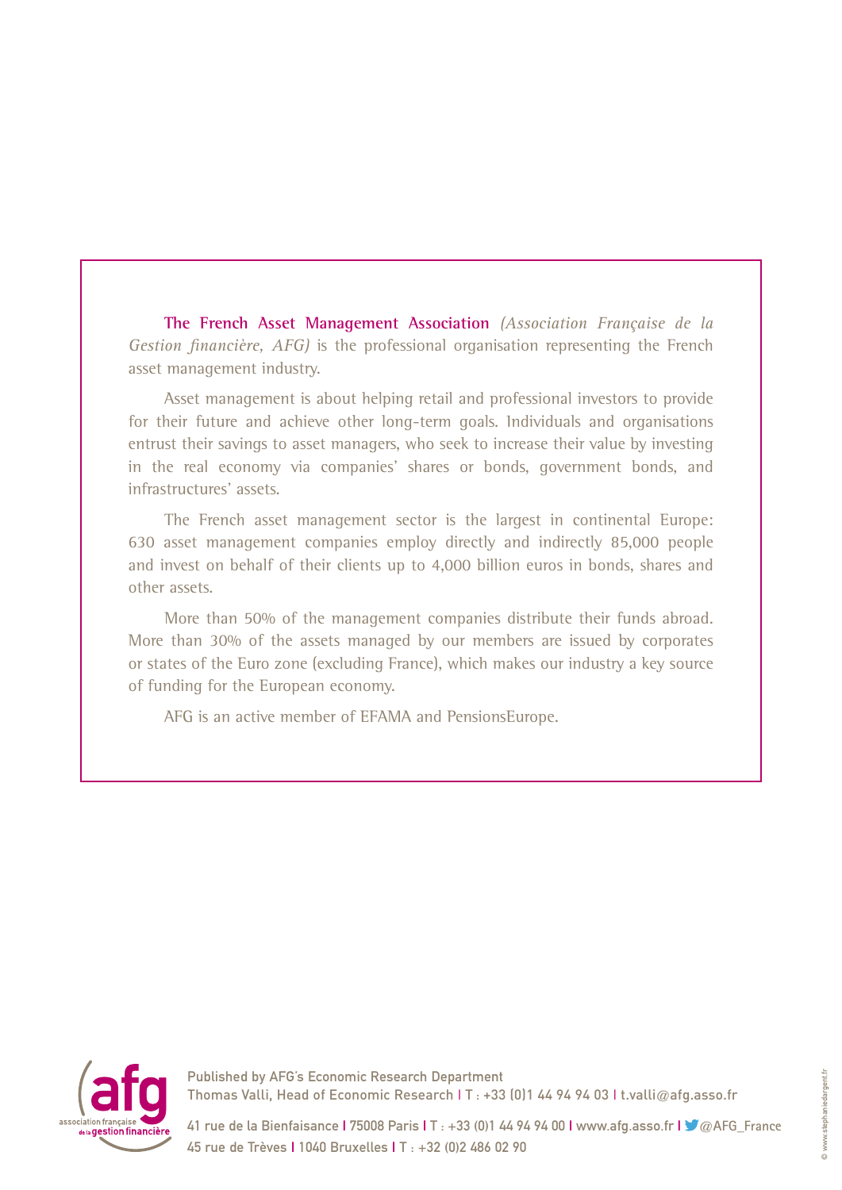**The French Asset Management Association** *(Association Française de la Gestion financière, AFG)* is the professional organisation representing the French asset management industry.

Asset management is about helping retail and professional investors to provide for their future and achieve other long-term goals. Individuals and organisations entrust their savings to asset managers, who seek to increase their value by investing in the real economy via companies' shares or bonds, government bonds, and infrastructures' assets.

The French asset management sector is the largest in continental Europe: 630 asset management companies employ directly and indirectly 85,000 people and invest on behalf of their clients up to 4,000 billion euros in bonds, shares and other assets.

More than 50% of the management companies distribute their funds abroad. More than 30% of the assets managed by our members are issued by corporates or states of the Euro zone (excluding France), which makes our industry a key source of funding for the European economy.

AFG is an active member of EFAMA and PensionsEurope.

afg
association française de la gestion financière

Published by AFG's Economic Research Department
Thomas Valli, Head of Economic Research | T : +33 (0)1 44 94 94 03 | t.valli@afg.asso.fr

41 rue de la Bienfaisance | 75008 Paris | T : +33 (0)1 44 94 94 00 | www.afg.asso.fr | @AFG_France
45 rue de Trèves | 1040 Bruxelles | T : +32 (0)2 486 02 90

© www.stephaniedargent.fr